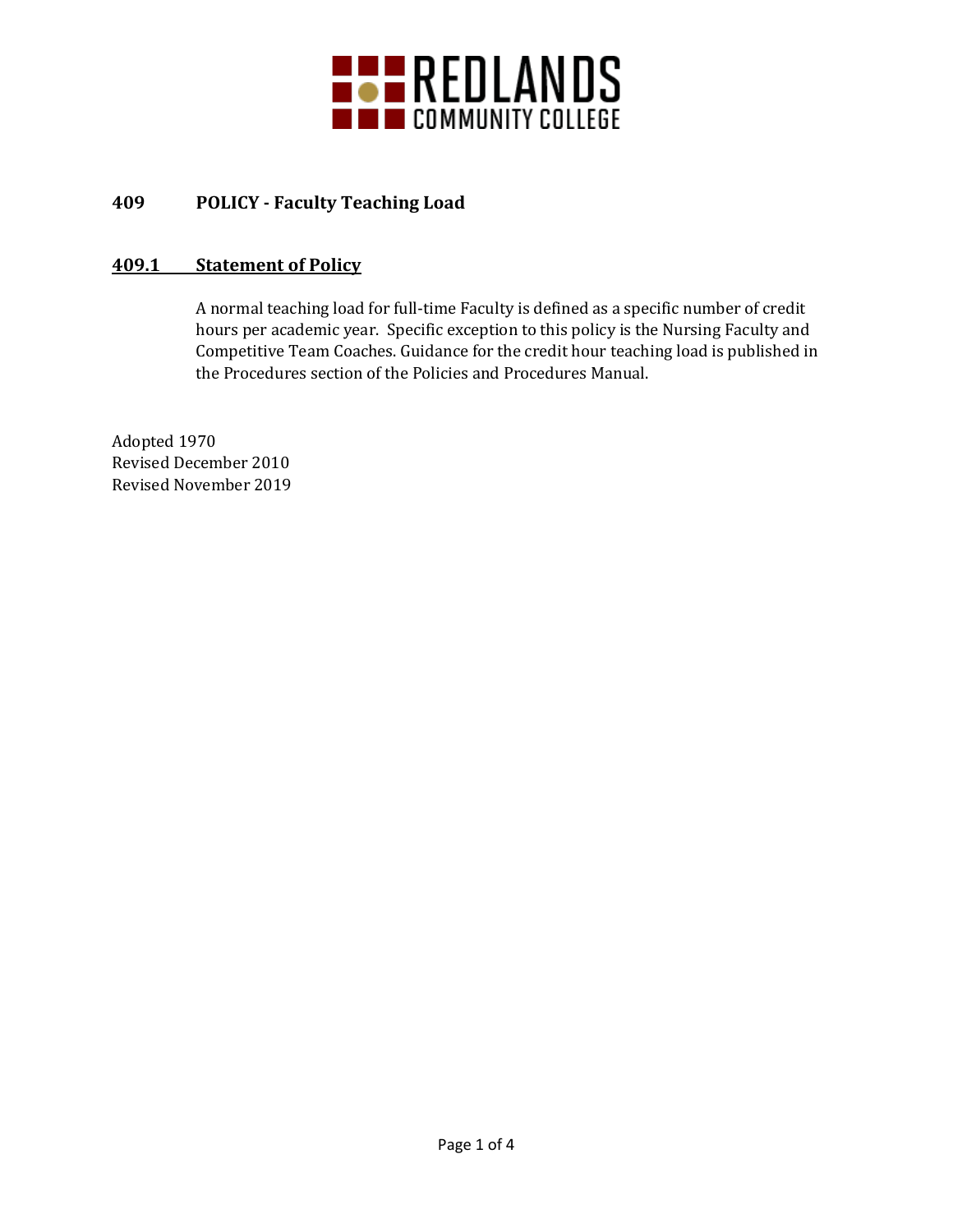REDLANDS COMMUNITY COLLEGE

# 409 POLICY - Faculty Teaching Load

## 409.1 Statement of Policy

A normal teaching load for full-time Faculty is defined as a specific number of credit hours per academic year. Specific exception to this policy is the Nursing Faculty and Competitive Team Coaches. Guidance for the credit hour teaching load is published in the Procedures section of the Policies and Procedures Manual.

Adopted 1970
Revised December 2010
Revised November 2019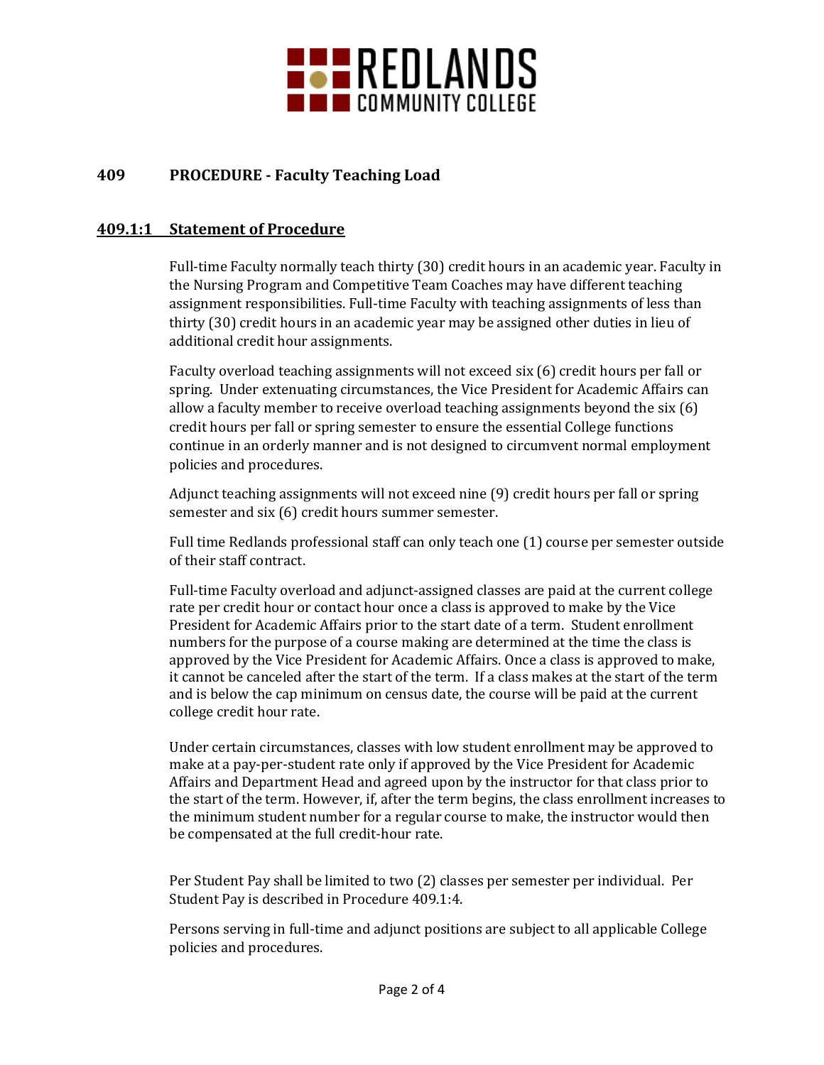# 409 PROCEDURE - Faculty Teaching Load

## 409.1:1 Statement of Procedure

Full-time Faculty normally teach thirty (30) credit hours in an academic year. Faculty in the Nursing Program and Competitive Team Coaches may have different teaching assignment responsibilities. Full-time Faculty with teaching assignments of less than thirty (30) credit hours in an academic year may be assigned other duties in lieu of additional credit hour assignments.

Faculty overload teaching assignments will not exceed six (6) credit hours per fall or spring. Under extenuating circumstances, the Vice President for Academic Affairs can allow a faculty member to receive overload teaching assignments beyond the six (6) credit hours per fall or spring semester to ensure the essential College functions continue in an orderly manner and is not designed to circumvent normal employment policies and procedures.

Adjunct teaching assignments will not exceed nine (9) credit hours per fall or spring semester and six (6) credit hours summer semester.

Full time Redlands professional staff can only teach one (1) course per semester outside of their staff contract.

Full-time Faculty overload and adjunct-assigned classes are paid at the current college rate per credit hour or contact hour once a class is approved to make by the Vice President for Academic Affairs prior to the start date of a term. Student enrollment numbers for the purpose of a course making are determined at the time the class is approved by the Vice President for Academic Affairs. Once a class is approved to make, it cannot be canceled after the start of the term. If a class makes at the start of the term and is below the cap minimum on census date, the course will be paid at the current college credit hour rate.

Under certain circumstances, classes with low student enrollment may be approved to make at a pay-per-student rate only if approved by the Vice President for Academic Affairs and Department Head and agreed upon by the instructor for that class prior to the start of the term. However, if, after the term begins, the class enrollment increases to the minimum student number for a regular course to make, the instructor would then be compensated at the full credit-hour rate.

Per Student Pay shall be limited to two (2) classes per semester per individual. Per Student Pay is described in Procedure 409.1:4.

Persons serving in full-time and adjunct positions are subject to all applicable College policies and procedures.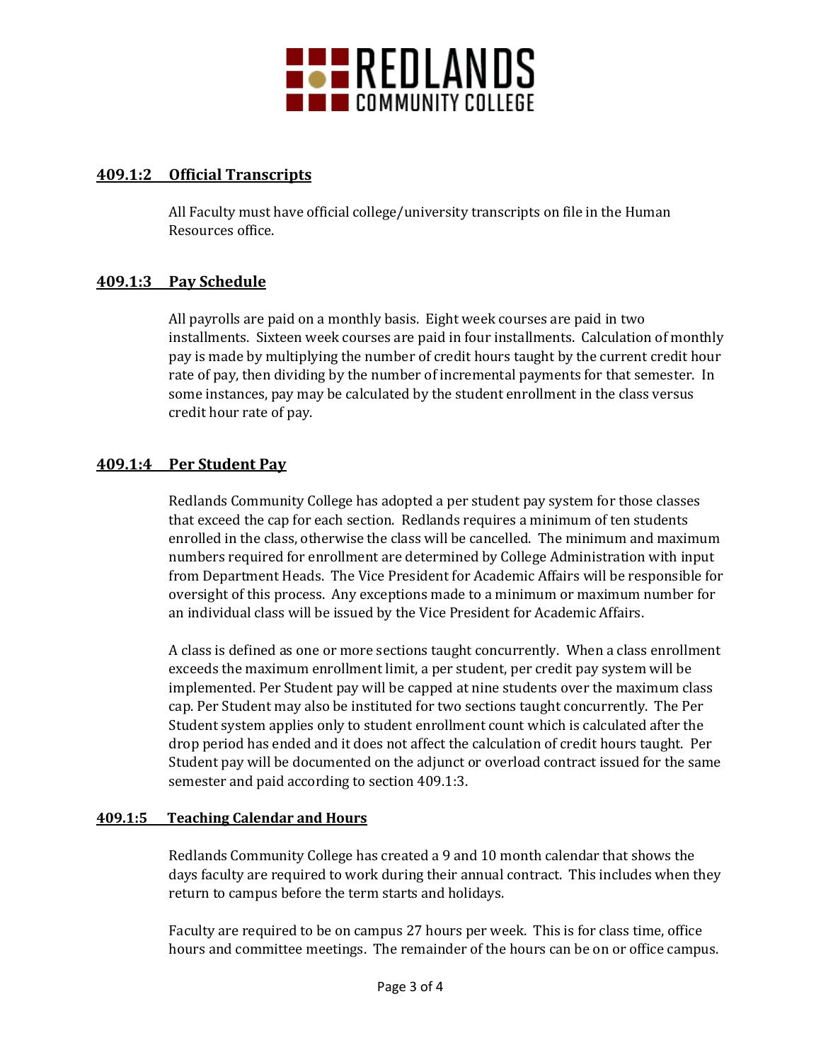## 409.1:2 Official Transcripts

All Faculty must have official college/university transcripts on file in the Human Resources office.

## 409.1:3 Pay Schedule

All payrolls are paid on a monthly basis. Eight week courses are paid in two installments. Sixteen week courses are paid in four installments. Calculation of monthly pay is made by multiplying the number of credit hours taught by the current credit hour rate of pay, then dividing by the number of incremental payments for that semester. In some instances, pay may be calculated by the student enrollment in the class versus credit hour rate of pay.

## 409.1:4 Per Student Pay

Redlands Community College has adopted a per student pay system for those classes that exceed the cap for each section. Redlands requires a minimum of ten students enrolled in the class, otherwise the class will be cancelled. The minimum and maximum numbers required for enrollment are determined by College Administration with input from Department Heads. The Vice President for Academic Affairs will be responsible for oversight of this process. Any exceptions made to a minimum or maximum number for an individual class will be issued by the Vice President for Academic Affairs.

A class is defined as one or more sections taught concurrently. When a class enrollment exceeds the maximum enrollment limit, a per student, per credit pay system will be implemented. Per Student pay will be capped at nine students over the maximum class cap. Per Student may also be instituted for two sections taught concurrently. The Per Student system applies only to student enrollment count which is calculated after the drop period has ended and it does not affect the calculation of credit hours taught. Per Student pay will be documented on the adjunct or overload contract issued for the same semester and paid according to section 409.1:3.

## 409.1:5 Teaching Calendar and Hours

Redlands Community College has created a 9 and 10 month calendar that shows the days faculty are required to work during their annual contract. This includes when they return to campus before the term starts and holidays.

Faculty are required to be on campus 27 hours per week. This is for class time, office hours and committee meetings. The remainder of the hours can be on or office campus.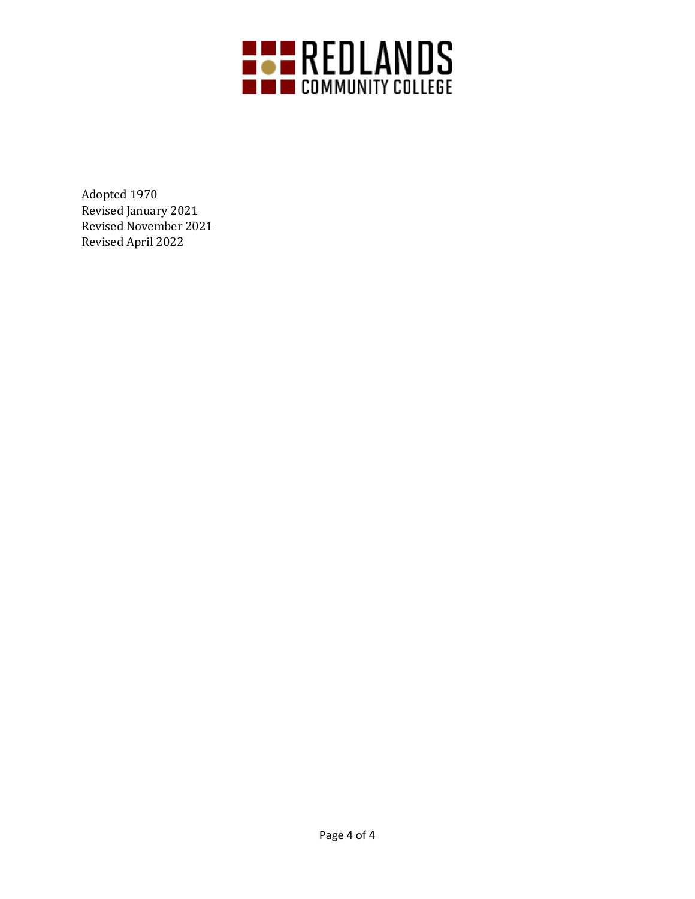REDLANDS COMMUNITY COLLEGE

Adopted 1970
Revised January 2021
Revised November 2021
Revised April 2022